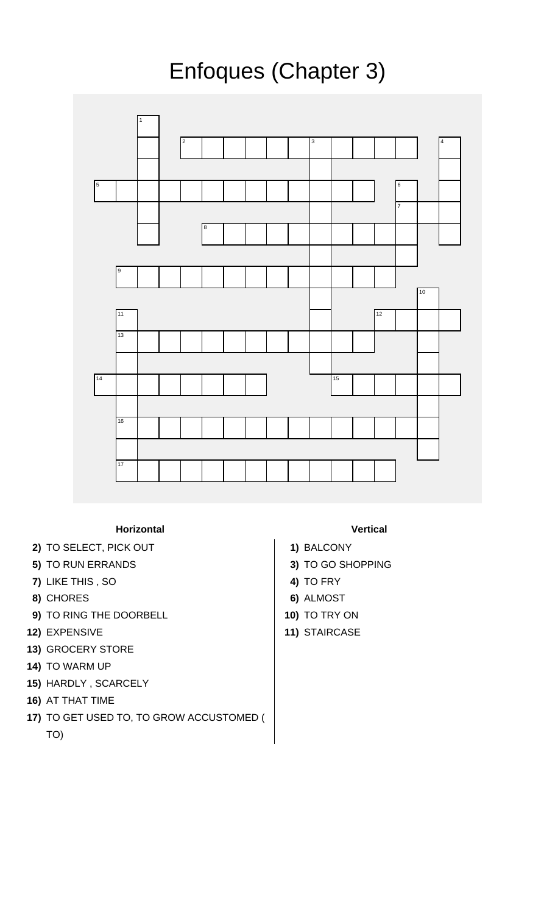# Enfoques (Chapter 3)

### Horizontal

**2)** TO SELECT, PICK OUT

**5)** TO RUN ERRANDS

**7)** LIKE THIS , SO

**8)** CHORES

**9)** TO RING THE DOORBELL

**12)** EXPENSIVE

**13)** GROCERY STORE

**14)** TO WARM UP

**15)** HARDLY , SCARCELY

**16)** AT THAT TIME

**17)** TO GET USED TO, TO GROW ACCUSTOMED ( TO)

### Vertical

**1)** BALCONY

**3)** TO GO SHOPPING

**4)** TO FRY

**6)** ALMOST

**10)** TO TRY ON

**11)** STAIRCASE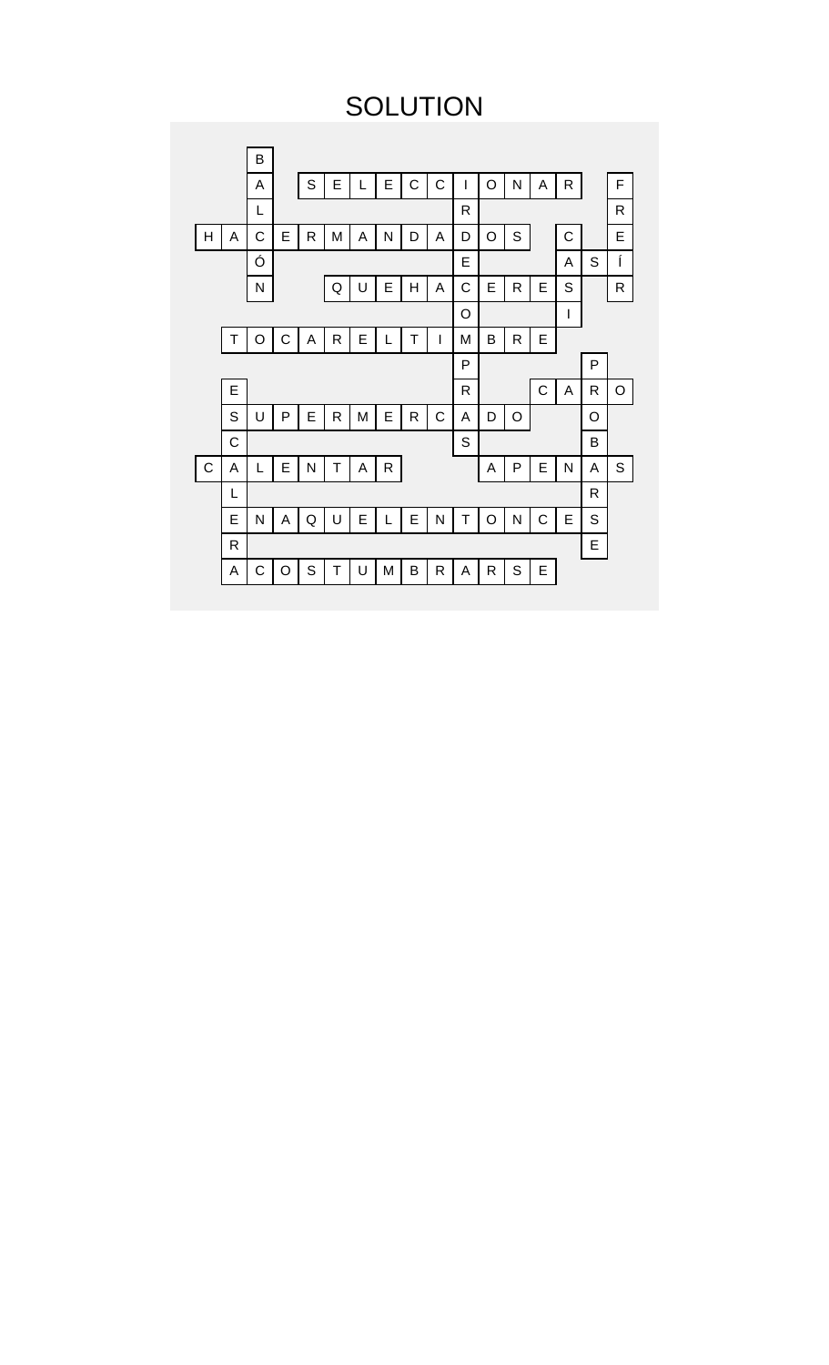# SOLUTION

| | | | | | | | | | | | | | | | | |
|---|---|---|---|---|---|---|---|---|---|---|---|---|---|---|---|---|
| | | B | | | | | | | | | | | | | | |
| | | A | | S | E | L | E | C | C | I | O | N | A | R | | F |
| | | L | | | | | | | | R | | | | | | R |
| H | A | C | E | R | M | A | N | D | A | D | O | S | | C | | E |
| | | Ó | | | | | | | | E | | | | A | S | Í |
| | | N | | | Q | U | E | H | A | C | E | R | E | S | | R |
| | | | | | | | | | | O | | | | I | | |
| | T | O | C | A | R | E | L | T | I | M | B | R | E | | | |
| | | | | | | | | | | P | | | | | P | |
| | E | | | | | | | | | R | | | C | A | R | O |
| | S | U | P | E | R | M | E | R | C | A | D | O | | | O | |
| | C | | | | | | | | | S | | | | | B | |
| C | A | L | E | N | T | A | R | | | | A | P | E | N | A | S |
| | L | | | | | | | | | | | | | | R | |
| | E | N | A | Q | U | E | L | E | N | T | O | N | C | E | S | |
| | R | | | | | | | | | | | | | | E | |
| | A | C | O | S | T | U | M | B | R | A | R | S | E | | | |